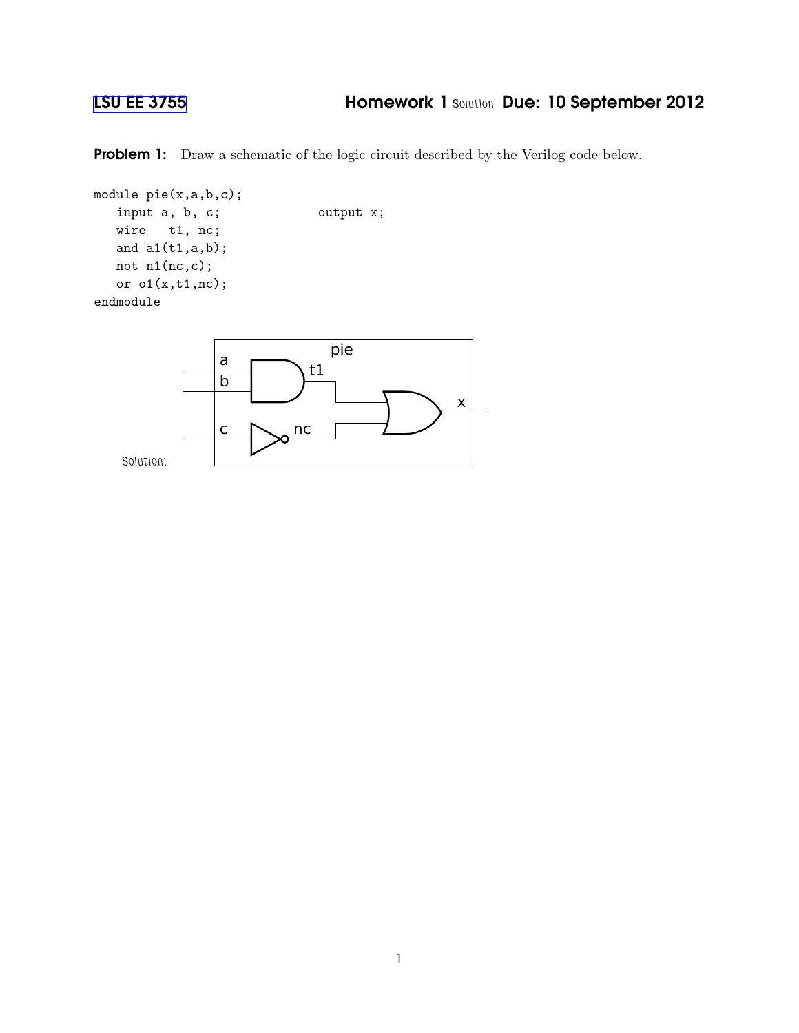**LSU EE 3755** **Homework 1** Solution **Due: 10 September 2012**

**Problem 1:** Draw a schematic of the logic circuit described by the Verilog code below.

```
module pie(x,a,b,c);
   input a, b, c;             output x;
   wire   t1, nc;
   and a1(t1,a,b);
   not n1(nc,c);
   or o1(x,t1,nc);
endmodule
```

Solution: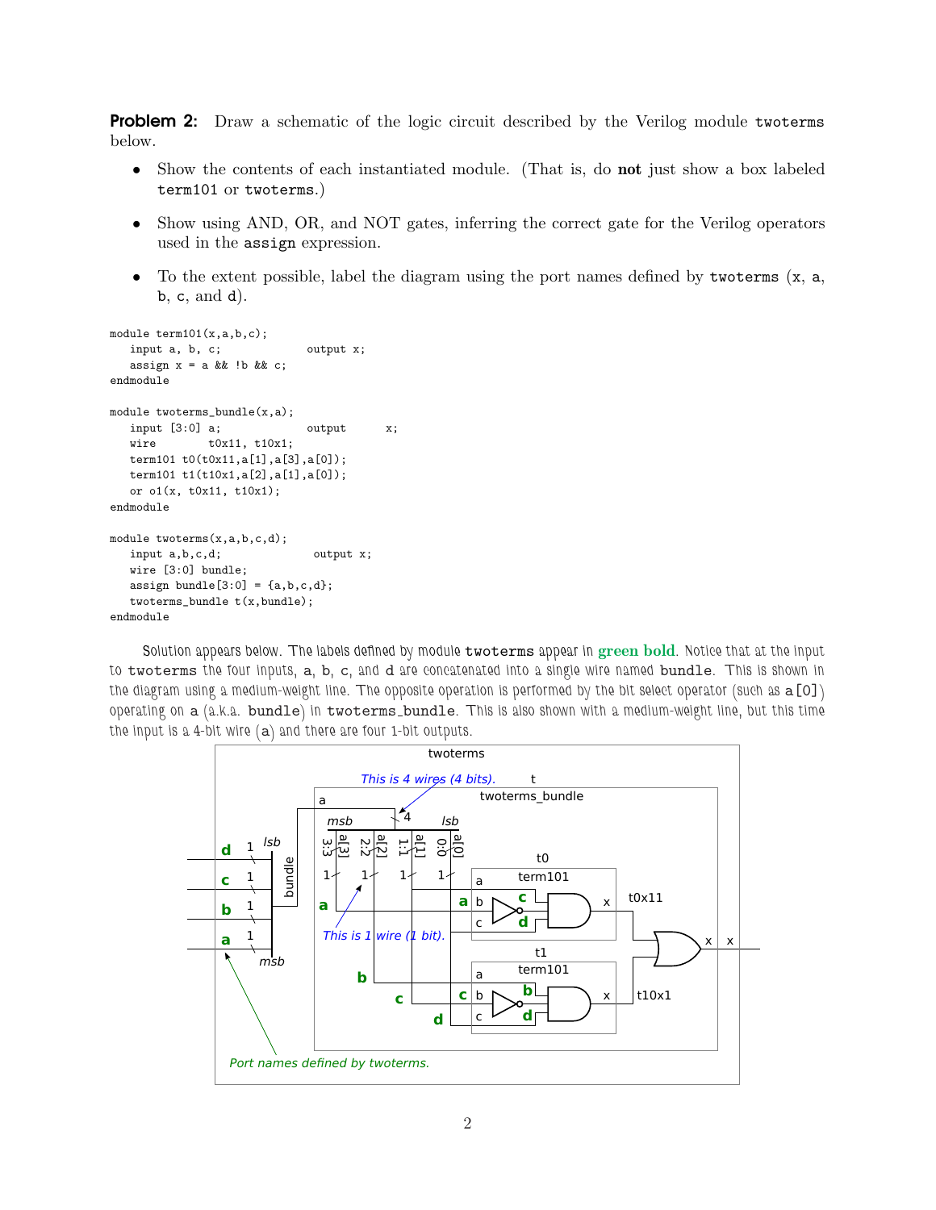**Problem 2:** Draw a schematic of the logic circuit described by the Verilog module `twoterms` below.

- Show the contents of each instantiated module. (That is, do **not** just show a box labeled `term101` or `twoterms`.)
- Show using AND, OR, and NOT gates, inferring the correct gate for the Verilog operators used in the `assign` expression.
- To the extent possible, label the diagram using the port names defined by `twoterms` (`x`, `a`, `b`, `c`, and `d`).

```
module term101(x,a,b,c);
   input a, b, c;            output x;
   assign x = a && !b && c;
endmodule

module twoterms_bundle(x,a);
   input [3:0] a;            output      x;
   wire        t0x11, t10x1;
   term101 t0(t0x11,a[1],a[3],a[0]);
   term101 t1(t10x1,a[2],a[1],a[0]);
   or o1(x, t0x11, t10x1);
endmodule

module twoterms(x,a,b,c,d);
   input a,b,c,d;             output x;
   wire [3:0] bundle;
   assign bundle[3:0] = {a,b,c,d};
   twoterms_bundle t(x,bundle);
endmodule
```

Solution appears below. The labels defined by module `twoterms` appear in **green bold**. Notice that at the input to `twoterms` the four inputs, `a`, `b`, `c`, and `d` are concatenated into a single wire named `bundle`. This is shown in the diagram using a medium-weight line. The opposite operation is performed by the bit select operator (such as `a[0]`) operating on `a` (a.k.a. `bundle`) in `twoterms_bundle`. This is also shown with a medium-weight line, but this time the input is a 4-bit wire (`a`) and there are four 1-bit outputs.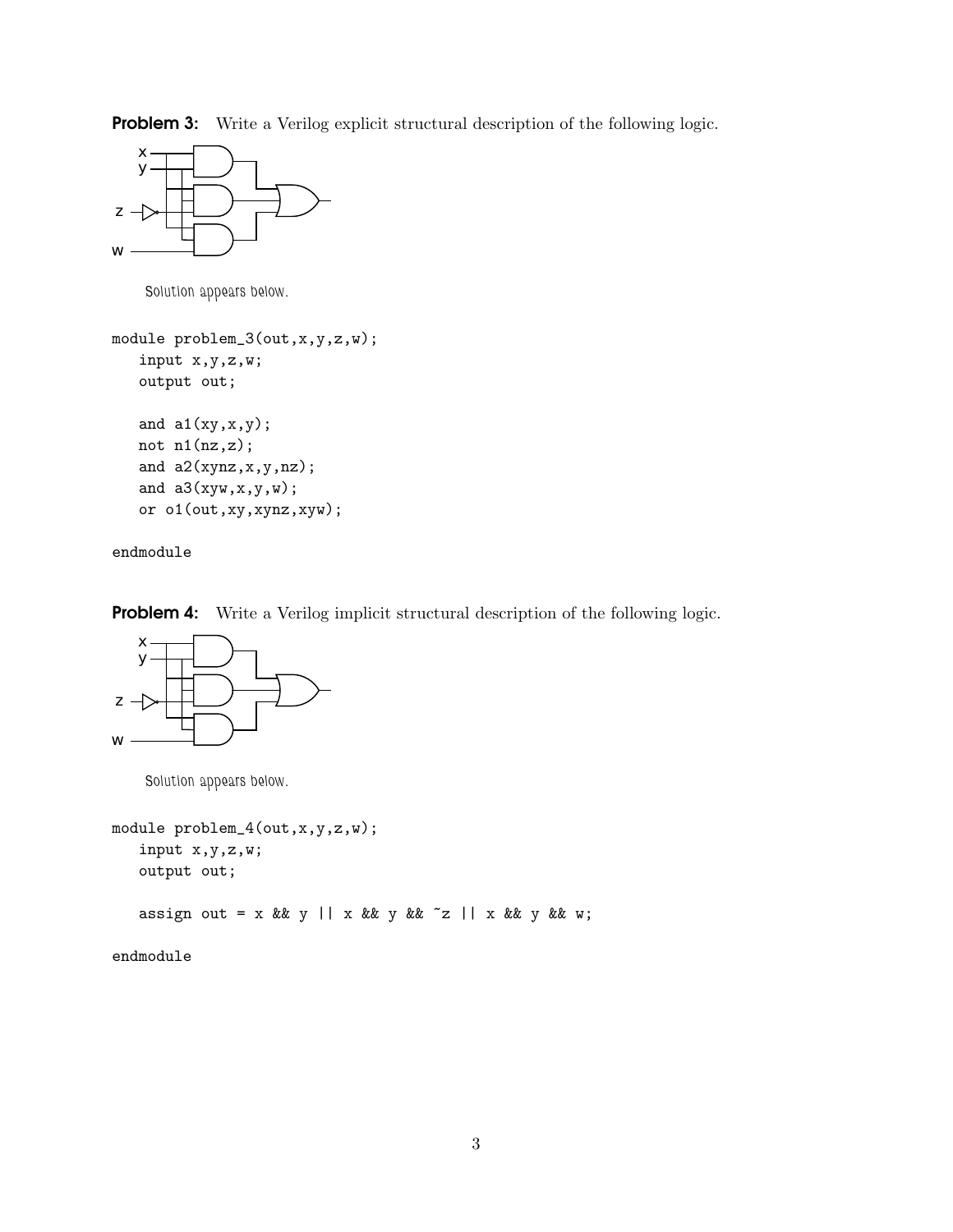**Problem 3:** Write a Verilog explicit structural description of the following logic.

x
y
z
w

Solution appears below.

```
module problem_3(out,x,y,z,w);
   input x,y,z,w;
   output out;

   and a1(xy,x,y);
   not n1(nz,z);
   and a2(xynz,x,y,nz);
   and a3(xyw,x,y,w);
   or o1(out,xy,xynz,xyw);

endmodule
```

**Problem 4:** Write a Verilog implicit structural description of the following logic.

x
y
z
w

Solution appears below.

```
module problem_4(out,x,y,z,w);
   input x,y,z,w;
   output out;

   assign out = x && y || x && y && ~z || x && y && w;

endmodule
```